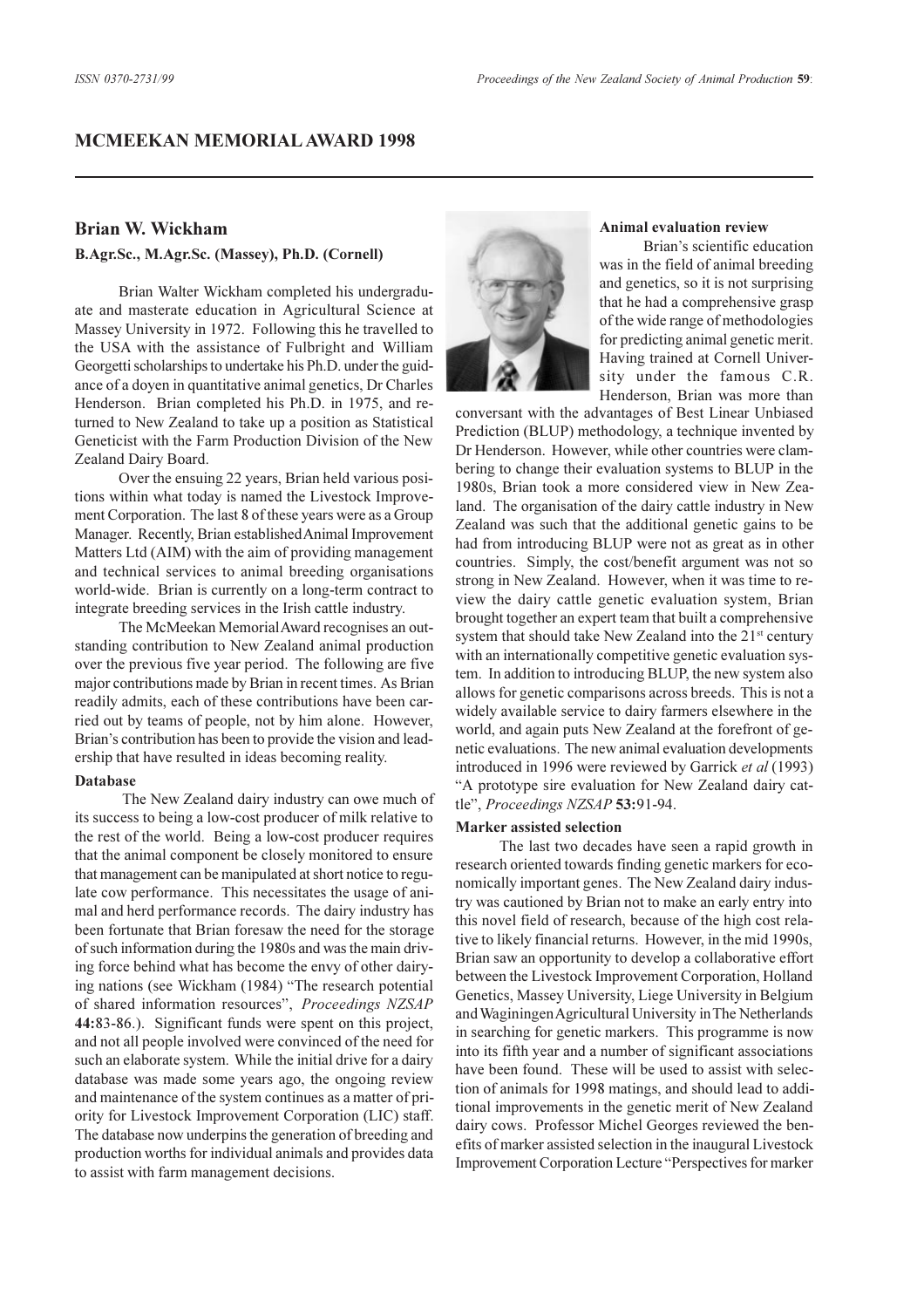# MCMEEKAN MEMORIAL AWARD 1998

## Brian W. Wickham

**B.Agr.Sc., M.Agr.Sc. (Massey), Ph.D. (Cornell)**

Brian Walter Wickham completed his undergraduate and masterate education in Agricultural Science at Massey University in 1972. Following this he travelled to the USA with the assistance of Fulbright and William Georgetti scholarships to undertake his Ph.D. under the guidance of a doyen in quantitative animal genetics, Dr Charles Henderson. Brian completed his Ph.D. in 1975, and returned to New Zealand to take up a position as Statistical Geneticist with the Farm Production Division of the New Zealand Dairy Board.

Over the ensuing 22 years, Brian held various positions within what today is named the Livestock Improvement Corporation. The last 8 of these years were as a Group Manager. Recently, Brian established Animal Improvement Matters Ltd (AIM) with the aim of providing management and technical services to animal breeding organisations world-wide. Brian is currently on a long-term contract to integrate breeding services in the Irish cattle industry.

The McMeekan Memorial Award recognises an outstanding contribution to New Zealand animal production over the previous five year period. The following are five major contributions made by Brian in recent times. As Brian readily admits, each of these contributions have been carried out by teams of people, not by him alone. However, Brian's contribution has been to provide the vision and leadership that have resulted in ideas becoming reality.

### Database

The New Zealand dairy industry can owe much of its success to being a low-cost producer of milk relative to the rest of the world. Being a low-cost producer requires that the animal component be closely monitored to ensure that management can be manipulated at short notice to regulate cow performance. This necessitates the usage of animal and herd performance records. The dairy industry has been fortunate that Brian foresaw the need for the storage of such information during the 1980s and was the main driving force behind what has become the envy of other dairying nations (see Wickham (1984) "The research potential of shared information resources", *Proceedings NZSAP* **44:**83-86.). Significant funds were spent on this project, and not all people involved were convinced of the need for such an elaborate system. While the initial drive for a dairy database was made some years ago, the ongoing review and maintenance of the system continues as a matter of priority for Livestock Improvement Corporation (LIC) staff. The database now underpins the generation of breeding and production worths for individual animals and provides data to assist with farm management decisions.

### Animal evaluation review

Brian's scientific education was in the field of animal breeding and genetics, so it is not surprising that he had a comprehensive grasp of the wide range of methodologies for predicting animal genetic merit. Having trained at Cornell University under the famous C.R. Henderson, Brian was more than conversant with the advantages of Best Linear Unbiased Prediction (BLUP) methodology, a technique invented by Dr Henderson. However, while other countries were clambering to change their evaluation systems to BLUP in the 1980s, Brian took a more considered view in New Zealand. The organisation of the dairy cattle industry in New Zealand was such that the additional genetic gains to be had from introducing BLUP were not as great as in other countries. Simply, the cost/benefit argument was not so strong in New Zealand. However, when it was time to review the dairy cattle genetic evaluation system, Brian brought together an expert team that built a comprehensive system that should take New Zealand into the 21st century with an internationally competitive genetic evaluation system. In addition to introducing BLUP, the new system also allows for genetic comparisons across breeds. This is not a widely available service to dairy farmers elsewhere in the world, and again puts New Zealand at the forefront of genetic evaluations. The new animal evaluation developments introduced in 1996 were reviewed by Garrick *et al* (1993) "A prototype sire evaluation for New Zealand dairy cattle", *Proceedings NZSAP* **53:**91-94.

### Marker assisted selection

The last two decades have seen a rapid growth in research oriented towards finding genetic markers for economically important genes. The New Zealand dairy industry was cautioned by Brian not to make an early entry into this novel field of research, because of the high cost relative to likely financial returns. However, in the mid 1990s, Brian saw an opportunity to develop a collaborative effort between the Livestock Improvement Corporation, Holland Genetics, Massey University, Liege University in Belgium and Waginingen Agricultural University in The Netherlands in searching for genetic markers. This programme is now into its fifth year and a number of significant associations have been found. These will be used to assist with selection of animals for 1998 matings, and should lead to additional improvements in the genetic merit of New Zealand dairy cows. Professor Michel Georges reviewed the benefits of marker assisted selection in the inaugural Livestock Improvement Corporation Lecture "Perspectives for marker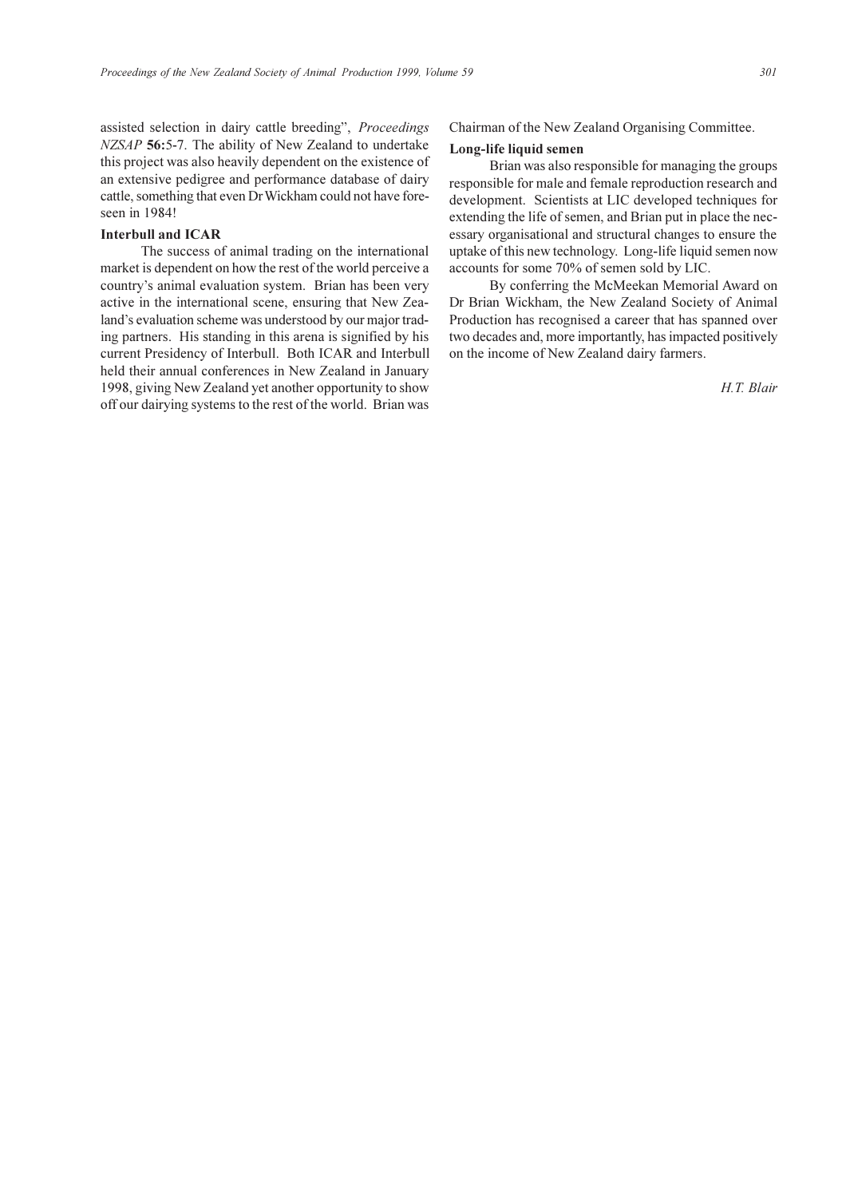assisted selection in dairy cattle breeding", *Proceedings NZSAP* **56:**5-7. The ability of New Zealand to undertake this project was also heavily dependent on the existence of an extensive pedigree and performance database of dairy cattle, something that even Dr Wickham could not have foreseen in 1984!

**Interbull and ICAR**

The success of animal trading on the international market is dependent on how the rest of the world perceive a country's animal evaluation system. Brian has been very active in the international scene, ensuring that New Zealand's evaluation scheme was understood by our major trading partners. His standing in this arena is signified by his current Presidency of Interbull. Both ICAR and Interbull held their annual conferences in New Zealand in January 1998, giving New Zealand yet another opportunity to show off our dairying systems to the rest of the world. Brian was Chairman of the New Zealand Organising Committee.

**Long-life liquid semen**

Brian was also responsible for managing the groups responsible for male and female reproduction research and development. Scientists at LIC developed techniques for extending the life of semen, and Brian put in place the necessary organisational and structural changes to ensure the uptake of this new technology. Long-life liquid semen now accounts for some 70% of semen sold by LIC.

By conferring the McMeekan Memorial Award on Dr Brian Wickham, the New Zealand Society of Animal Production has recognised a career that has spanned over two decades and, more importantly, has impacted positively on the income of New Zealand dairy farmers.

*H.T. Blair*